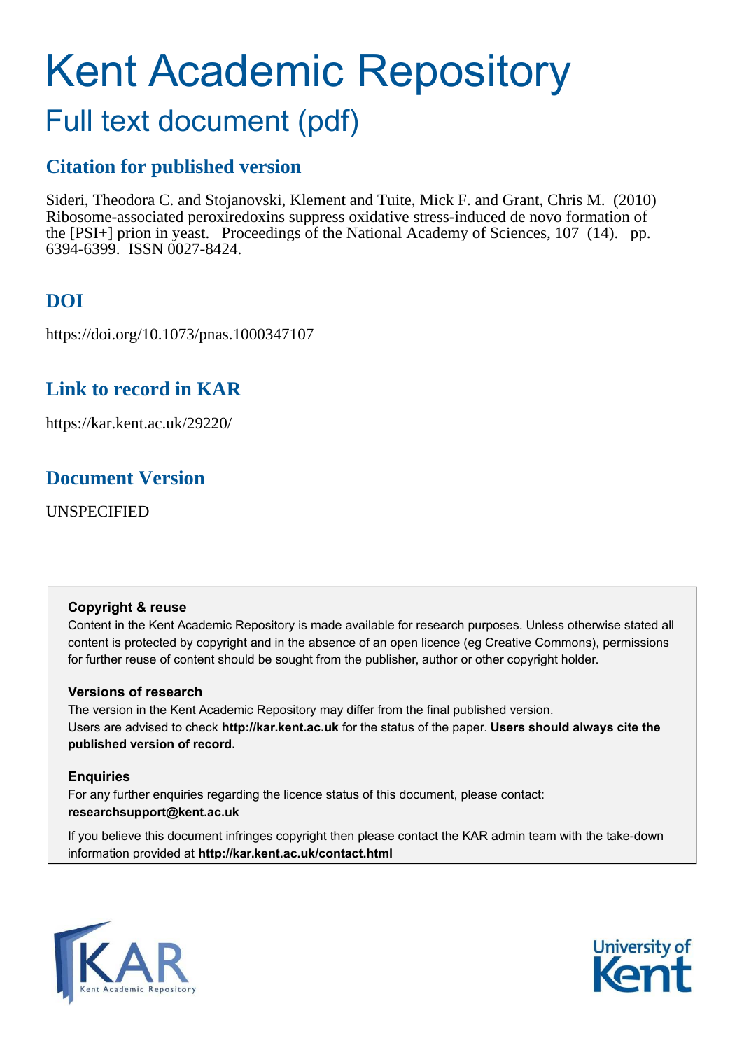# Kent Academic Repository

## Full text document (pdf)

### Citation for published version

Sideri, Theodora C. and Stojanovski, Klement and Tuite, Mick F. and Grant, Chris M. (2010) Ribosome-associated peroxiredoxins suppress oxidative stress-induced de novo formation of the [PSI+] prion in yeast. Proceedings of the National Academy of Sciences, 107 (14). pp. 6394-6399. ISSN 0027-8424.

### DOI

https://doi.org/10.1073/pnas.1000347107

### Link to record in KAR

https://kar.kent.ac.uk/29220/

### Document Version

UNSPECIFIED

**Copyright & reuse**

Content in the Kent Academic Repository is made available for research purposes. Unless otherwise stated all content is protected by copyright and in the absence of an open licence (eg Creative Commons), permissions for further reuse of content should be sought from the publisher, author or other copyright holder.

**Versions of research**

The version in the Kent Academic Repository may differ from the final published version.
Users are advised to check **http://kar.kent.ac.uk** for the status of the paper. **Users should always cite the published version of record.**

**Enquiries**

For any further enquiries regarding the licence status of this document, please contact:
**researchsupport@kent.ac.uk**

If you believe this document infringes copyright then please contact the KAR admin team with the take-down information provided at **http://kar.kent.ac.uk/contact.html**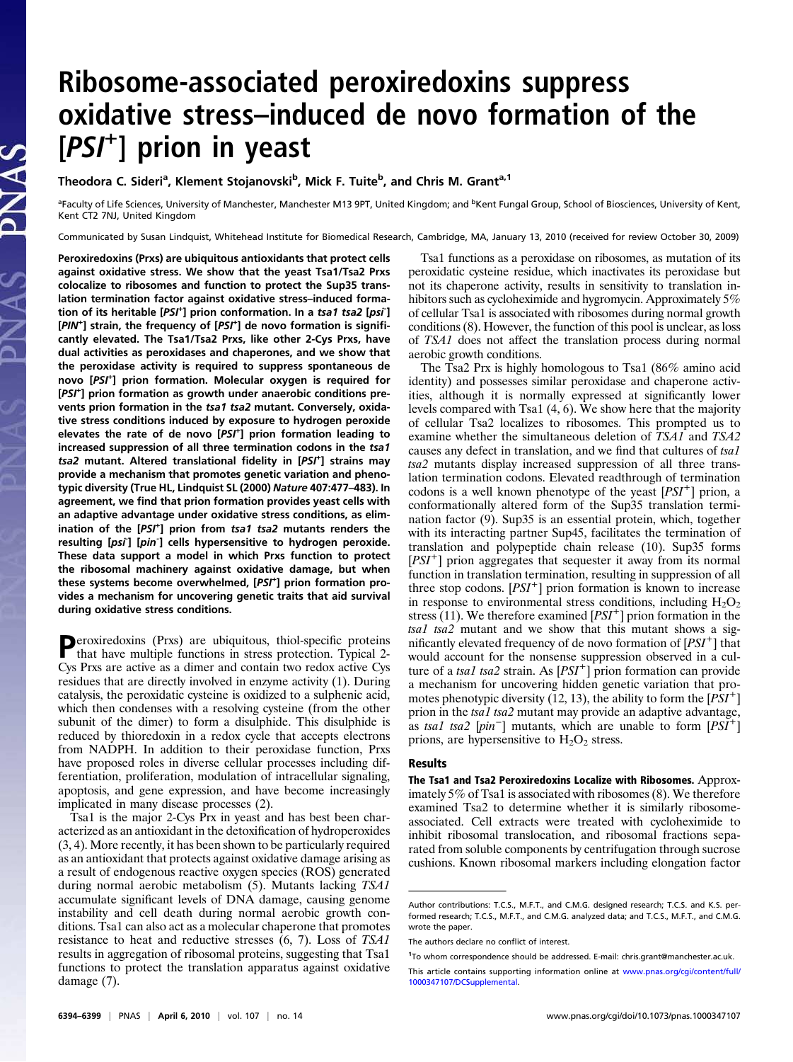# Ribosome-associated peroxiredoxins suppress oxidative stress–induced de novo formation of the [*PSI*$^+$] prion in yeast

**Theodora C. Sideri[a], Klement Stojanovski[b], Mick F. Tuite[b], and Chris M. Grant[a,1]**

[a]Faculty of Life Sciences, University of Manchester, Manchester M13 9PT, United Kingdom; and [b]Kent Fungal Group, School of Biosciences, University of Kent, Kent CT2 7NJ, United Kingdom

Communicated by Susan Lindquist, Whitehead Institute for Biomedical Research, Cambridge, MA, January 13, 2010 (received for review October 30, 2009)

**Peroxiredoxins (Prxs) are ubiquitous antioxidants that protect cells against oxidative stress. We show that the yeast Tsa1/Tsa2 Prxs colocalize to ribosomes and function to protect the Sup35 translation termination factor against oxidative stress–induced formation of its heritable [*PSI*$^+$] prion conformation. In a *tsa1 tsa2* [*psi*$^-$] [*PIN*$^+$] strain, the frequency of [*PSI*$^+$] de novo formation is significantly elevated. The Tsa1/Tsa2 Prxs, like other 2-Cys Prxs, have dual activities as peroxidases and chaperones, and we show that the peroxidase activity is required to suppress spontaneous de novo [*PSI*$^+$] prion formation. Molecular oxygen is required for [*PSI*$^+$] prion formation as growth under anaerobic conditions prevents prion formation in the *tsa1 tsa2* mutant. Conversely, oxidative stress conditions induced by exposure to hydrogen peroxide elevates the rate of de novo [*PSI*$^+$] prion formation leading to increased suppression of all three termination codons in the *tsa1 tsa2* mutant. Altered translational fidelity in [*PSI*$^+$] strains may provide a mechanism that promotes genetic variation and phenotypic diversity (True HL, Lindquist SL (2000) *Nature* 407:477–483). In agreement, we find that prion formation provides yeast cells with an adaptive advantage under oxidative stress conditions, as elimination of the [*PSI*$^+$] prion from *tsa1 tsa2* mutants renders the resulting [*psi*$^-$] [*pin*$^-$] cells hypersensitive to hydrogen peroxide. These data support a model in which Prxs function to protect the ribosomal machinery against oxidative damage, but when these systems become overwhelmed, [*PSI*$^+$] prion formation provides a mechanism for uncovering genetic traits that aid survival during oxidative stress conditions.**

Peroxiredoxins (Prxs) are ubiquitous, thiol-specific proteins that have multiple functions in stress protection. Typical 2-Cys Prxs are active as a dimer and contain two redox active Cys residues that are directly involved in enzyme activity (1). During catalysis, the peroxidatic cysteine is oxidized to a sulphenic acid, which then condenses with a resolving cysteine (from the other subunit of the dimer) to form a disulphide. This disulphide is reduced by thioredoxin in a redox cycle that accepts electrons from NADPH. In addition to their peroxidase function, Prxs have proposed roles in diverse cellular processes including differentiation, proliferation, modulation of intracellular signaling, apoptosis, and gene expression, and have become increasingly implicated in many disease processes (2).

Tsa1 is the major 2-Cys Prx in yeast and has best been characterized as an antioxidant in the detoxification of hydroperoxides (3, 4). More recently, it has been shown to be particularly required as an antioxidant that protects against oxidative damage arising as a result of endogenous reactive oxygen species (ROS) generated during normal aerobic metabolism (5). Mutants lacking *TSA1* accumulate significant levels of DNA damage, causing genome instability and cell death during normal aerobic growth conditions. Tsa1 can also act as a molecular chaperone that promotes resistance to heat and reductive stresses (6, 7). Loss of *TSA1* results in aggregation of ribosomal proteins, suggesting that Tsa1 functions to protect the translation apparatus against oxidative damage (7).

Tsa1 functions as a peroxidase on ribosomes, as mutation of its peroxidatic cysteine residue, which inactivates its peroxidase but not its chaperone activity, results in sensitivity to translation inhibitors such as cycloheximide and hygromycin. Approximately 5% of cellular Tsa1 is associated with ribosomes during normal growth conditions (8). However, the function of this pool is unclear, as loss of *TSA1* does not affect the translation process during normal aerobic growth conditions.

The Tsa2 Prx is highly homologous to Tsa1 (86% amino acid identity) and possesses similar peroxidase and chaperone activities, although it is normally expressed at significantly lower levels compared with Tsa1 (4, 6). We show here that the majority of cellular Tsa2 localizes to ribosomes. This prompted us to examine whether the simultaneous deletion of *TSA1* and *TSA2* causes any defect in translation, and we find that cultures of *tsa1 tsa2* mutants display increased suppression of all three translation termination codons. Elevated readthrough of termination codons is a well known phenotype of the yeast [*PSI*$^+$] prion, a conformationally altered form of the Sup35 translation termination factor (9). Sup35 is an essential protein, which, together with its interacting partner Sup45, facilitates the termination of translation and polypeptide chain release (10). Sup35 forms [*PSI*$^+$] prion aggregates that sequester it away from its normal function in translation termination, resulting in suppression of all three stop codons. [*PSI*$^+$] prion formation is known to increase in response to environmental stress conditions, including $H_2O_2$ stress (11). We therefore examined [*PSI*$^+$] prion formation in the *tsa1 tsa2* mutant and we show that this mutant shows a significantly elevated frequency of de novo formation of [*PSI*$^+$] that would account for the nonsense suppression observed in a culture of a *tsa1 tsa2* strain. As [*PSI*$^+$] prion formation can provide a mechanism for uncovering hidden genetic variation that promotes phenotypic diversity (12, 13), the ability to form the [*PSI*$^+$] prion in the *tsa1 tsa2* mutant may provide an adaptive advantage, as *tsa1 tsa2* [*pin*$^-$] mutants, which are unable to form [*PSI*$^+$] prions, are hypersensitive to $H_2O_2$ stress.

## Results

**The Tsa1 and Tsa2 Peroxiredoxins Localize with Ribosomes.** Approximately 5% of Tsa1 is associated with ribosomes (8). We therefore examined Tsa2 to determine whether it is similarly ribosome-associated. Cell extracts were treated with cycloheximide to inhibit ribosomal translocation, and ribosomal fractions separated from soluble components by centrifugation through sucrose cushions. Known ribosomal markers including elongation factor

---

Author contributions: T.C.S., M.F.T., and C.M.G. designed research; T.C.S. and K.S. performed research; T.C.S., M.F.T., and C.M.G. analyzed data; and T.C.S., M.F.T., and C.M.G. wrote the paper.

The authors declare no conflict of interest.

[1]To whom correspondence should be addressed. E-mail: chris.grant@manchester.ac.uk.

This article contains supporting information online at www.pnas.org/cgi/content/full/1000347107/DCSupplemental.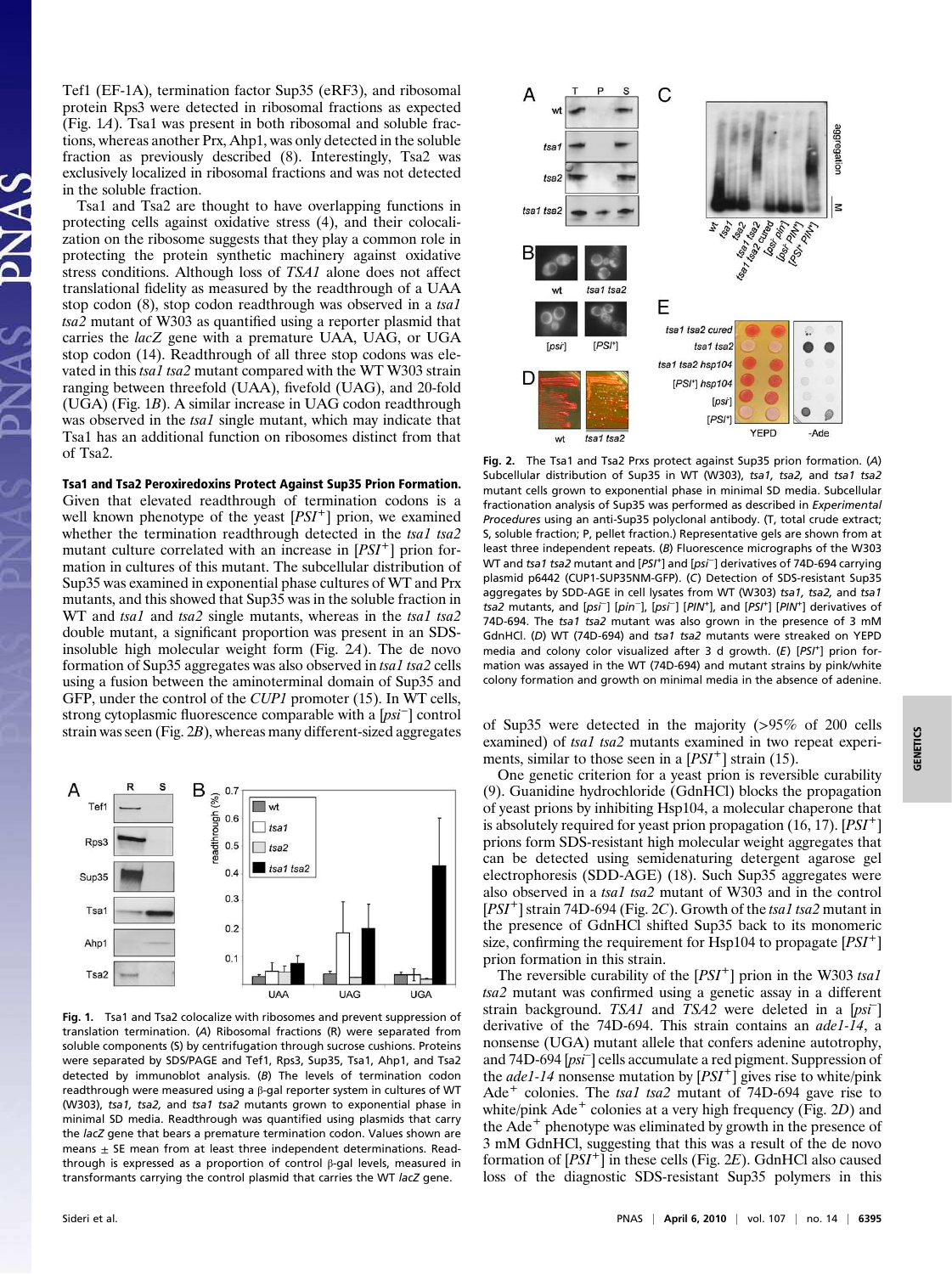Tef1 (EF-1A), termination factor Sup35 (eRF3), and ribosomal protein Rps3 were detected in ribosomal fractions as expected (Fig. 1*A*). Tsa1 was present in both ribosomal and soluble fractions, whereas another Prx, Ahp1, was only detected in the soluble fraction as previously described (8). Interestingly, Tsa2 was exclusively localized in ribosomal fractions and was not detected in the soluble fraction.

Tsa1 and Tsa2 are thought to have overlapping functions in protecting cells against oxidative stress (4), and their colocalization on the ribosome suggests that they play a common role in protecting the protein synthetic machinery against oxidative stress conditions. Although loss of *TSA1* alone does not affect translational fidelity as measured by the readthrough of a UAA stop codon (8), stop codon readthrough was observed in a *tsa1 tsa2* mutant of W303 as quantified using a reporter plasmid that carries the *lacZ* gene with a premature UAA, UAG, or UGA stop codon (14). Readthrough of all three stop codons was elevated in this *tsa1 tsa2* mutant compared with the WT W303 strain ranging between threefold (UAA), fivefold (UAG), and 20-fold (UGA) (Fig. 1*B*). A similar increase in UAG codon readthrough was observed in the *tsa1* single mutant, which may indicate that Tsa1 has an additional function on ribosomes distinct from that of Tsa2.

**Tsa1 and Tsa2 Peroxiredoxins Protect Against Sup35 Prion Formation.** Given that elevated readthrough of termination codons is a well known phenotype of the yeast [*PSI*$^+$] prion, we examined whether the termination readthrough detected in the *tsa1 tsa2* mutant culture correlated with an increase in [*PSI*$^+$] prion formation in cultures of this mutant. The subcellular distribution of Sup35 was examined in exponential phase cultures of WT and Prx mutants, and this showed that Sup35 was in the soluble fraction in WT and *tsa1* and *tsa2* single mutants, whereas in the *tsa1 tsa2* double mutant, a significant proportion was present in an SDS-insoluble high molecular weight form (Fig. 2*A*). The de novo formation of Sup35 aggregates was also observed in *tsa1 tsa2* cells using a fusion between the aminoterminal domain of Sup35 and GFP, under the control of the *CUP1* promoter (15). In WT cells, strong cytoplasmic fluorescence comparable with a [*psi*$^-$] control strain was seen (Fig. 2*B*), whereas many different-sized aggregates of Sup35 were detected in the majority (>95% of 200 cells examined) of *tsa1 tsa2* mutants examined in two repeat experiments, similar to those seen in a [*PSI*$^+$] strain (15).

**Fig. 1.** Tsa1 and Tsa2 colocalize with ribosomes and prevent suppression of translation termination. (*A*) Ribosomal fractions (R) were separated from soluble components (S) by centrifugation through sucrose cushions. Proteins were separated by SDS/PAGE and Tef1, Rps3, Sup35, Tsa1, Ahp1, and Tsa2 detected by immunoblot analysis. (*B*) The levels of termination codon readthrough were measured using a β-gal reporter system in cultures of WT (W303), *tsa1, tsa2,* and *tsa1 tsa2* mutants grown to exponential phase in minimal SD media. Readthrough was quantified using plasmids that carry the *lacZ* gene that bears a premature termination codon. Values shown are means ± SE mean from at least three independent determinations. Readthrough is expressed as a proportion of control β-gal levels, measured in transformants carrying the control plasmid that carries the WT *lacZ* gene.

**Fig. 2.** The Tsa1 and Tsa2 Prxs protect against Sup35 prion formation. (*A*) Subcellular distribution of Sup35 in WT (W303), *tsa1, tsa2,* and *tsa1 tsa2* mutant cells grown to exponential phase in minimal SD media. Subcellular fractionation analysis of Sup35 was performed as described in *Experimental Procedures* using an anti-Sup35 polyclonal antibody. (T, total crude extract; S, soluble fraction; P, pellet fraction.) Representative gels are shown from at least three independent repeats. (*B*) Fluorescence micrographs of the W303 WT and *tsa1 tsa2* mutant and [*PSI*$^+$] and [*psi*$^-$] derivatives of 74D-694 carrying plasmid p6442 (CUP1-SUP35NM-GFP). (*C*) Detection of SDS-resistant Sup35 aggregates by SDD-AGE in cell lysates from WT (W303) *tsa1, tsa2,* and *tsa1 tsa2* mutants, and [*psi*$^-$] [*pin*$^-$], [*psi*$^-$] [*PIN*$^+$], and [*PSI*$^+$] [*PIN*$^+$] derivatives of 74D-694. The *tsa1 tsa2* mutant was also grown in the presence of 3 mM GdnHCl. (*D*) WT (74D-694) and *tsa1 tsa2* mutants were streaked on YEPD media and colony color visualized after 3 d growth. (*E*) [*PSI*$^+$] prion formation was assayed in the WT (74D-694) and mutant strains by pink/white colony formation and growth on minimal media in the absence of adenine.

One genetic criterion for a yeast prion is reversible curability (9). Guanidine hydrochloride (GdnHCl) blocks the propagation of yeast prions by inhibiting Hsp104, a molecular chaperone that is absolutely required for yeast prion propagation (16, 17). [*PSI*$^+$] prions form SDS-resistant high molecular weight aggregates that can be detected using semidenaturing detergent agarose gel electrophoresis (SDD-AGE) (18). Such Sup35 aggregates were also observed in a *tsa1 tsa2* mutant of W303 and in the control [*PSI*$^+$] strain 74D-694 (Fig. 2*C*). Growth of the *tsa1 tsa2* mutant in the presence of GdnHCl shifted Sup35 back to its monomeric size, confirming the requirement for Hsp104 to propagate [*PSI*$^+$] prion formation in this strain.

The reversible curability of the [*PSI*$^+$] prion in the W303 *tsa1 tsa2* mutant was confirmed using a genetic assay in a different strain background. *TSA1* and *TSA2* were deleted in a [*psi*$^-$] derivative of the 74D-694. This strain contains an *ade1-14*, a nonsense (UGA) mutant allele that confers adenine autotrophy, and 74D-694 [*psi*$^-$] cells accumulate a red pigment. Suppression of the *ade1-14* nonsense mutation by [*PSI*$^+$] gives rise to white/pink Ade$^+$ colonies. The *tsa1 tsa2* mutant of 74D-694 gave rise to white/pink Ade$^+$ colonies at a very high frequency (Fig. 2*D*) and the Ade$^+$ phenotype was eliminated by growth in the presence of 3 mM GdnHCl, suggesting that this was a result of the de novo formation of [*PSI*$^+$] in these cells (Fig. 2*E*). GdnHCl also caused loss of the diagnostic SDS-resistant Sup35 polymers in this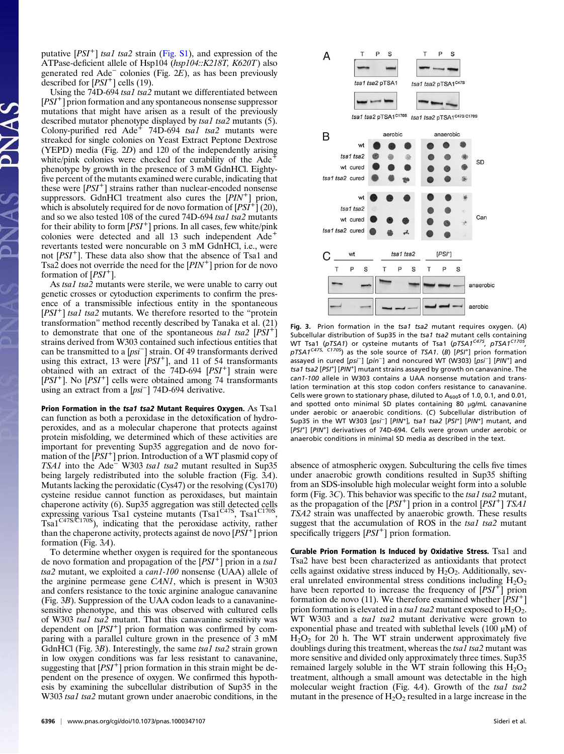putative [$PSI^+$] *tsa1 tsa2* strain (Fig. S1), and expression of the ATPase-deficient allele of Hsp104 (*hsp104::K218T, K620T*) also generated red $Ade^-$ colonies (Fig. 2*E*), as has been previously described for [$PSI^+$] cells (19).

Using the 74D-694 *tsa1 tsa2* mutant we differentiated between [$PSI^+$] prion formation and any spontaneous nonsense suppressor mutations that might have arisen as a result of the previously described mutator phenotype displayed by *tsa1 tsa2* mutants (5). Colony-purified red $Ade^+$ 74D-694 *tsa1 tsa2* mutants were streaked for single colonies on Yeast Extract Peptone Dextrose (YEPD) media (Fig. 2*D*) and 120 of the independently arising white/pink colonies were checked for curability of the $Ade^+$ phenotype by growth in the presence of 3 mM GdnHCl. Eighty-five percent of the mutants examined were curable, indicating that these were [$PSI^+$] strains rather than nuclear-encoded nonsense suppressors. GdnHCl treatment also cures the [$PIN^+$] prion, which is absolutely required for de novo formation of [$PSI^+$] (20), and so we also tested 108 of the cured 74D-694 *tsa1 tsa2* mutants for their ability to form [$PSI^+$] prions. In all cases, few white/pink colonies were detected and all 13 such independent $Ade^+$ revertants tested were noncurable on 3 mM GdnHCl, i.e., were not [$PSI^+$]. These data also show that the absence of Tsa1 and Tsa2 does not override the need for the [$PIN^+$] prion for de novo formation of [$PSI^+$].

As *tsa1 tsa2* mutants were sterile, we were unable to carry out genetic crosses or cytoduction experiments to confirm the presence of a transmissible infectious entity in the spontaneous [$PSI^+$] *tsa1 tsa2* mutants. We therefore resorted to the "protein transformation" method recently described by Tanaka et al. (21) to demonstrate that one of the spontaneous *tsa1 tsa2* [$PSI^+$] strains derived from W303 contained such infectious entities that can be transmitted to a [$psi^-$] strain. Of 49 transformants derived using this extract, 13 were [$PSI^+$], and 11 of 54 transformants obtained with an extract of the 74D-694 [$PSI^+$] strain were [$PSI^+$]. No [$PSI^+$] cells were obtained among 74 transformants using an extract from a [$psi^-$] 74D-694 derivative.

**Prion Formation in the *tsa1 tsa2* Mutant Requires Oxygen.** As Tsa1 can function as both a peroxidase in the detoxification of hydroperoxides, and as a molecular chaperone that protects against protein misfolding, we determined which of these activities are important for preventing Sup35 aggregation and de novo formation of the [$PSI^+$] prion. Introduction of a WT plasmid copy of *TSA1* into the $Ade^-$ W303 *tsa1 tsa2* mutant resulted in Sup35 being largely redistributed into the soluble fraction (Fig. 3*A*). Mutants lacking the peroxidatic (Cys47) or the resolving (Cys170) cysteine residue cannot function as peroxidases, but maintain chaperone activity (6). Sup35 aggregation was still detected cells expressing various Tsa1 cysteine mutants ($Tsa1^{C47S}$, $Tsa1^{C170S}$, $Tsa1^{C47S/C170S}$), indicating that the peroxidase activity, rather than the chaperone activity, protects against de novo [$PSI^+$] prion formation (Fig. 3*A*).

To determine whether oxygen is required for the spontaneous de novo formation and propagation of the [$PSI^+$] prion in a *tsa1 tsa2* mutant, we exploited a *can1-100* nonsense (UAA) allele of the arginine permease gene *CAN1*, which is present in W303 and confers resistance to the toxic arginine analogue canavanine (Fig. 3*B*). Suppression of the UAA codon leads to a canavanine-sensitive phenotype, and this was observed with cultured cells of W303 *tsa1 tsa2* mutant. That this canavanine sensitivity was dependent on [$PSI^+$] prion formation was confirmed by comparing with a parallel culture grown in the presence of 3 mM GdnHCl (Fig. 3*B*). Interestingly, the same *tsa1 tsa2* strain grown in low oxygen conditions was far less resistant to canavanine, suggesting that [$PSI^+$] prion formation in this strain might be dependent on the presence of oxygen. We confirmed this hypothesis by examining the subcellular distribution of Sup35 in the W303 *tsa1 tsa2* mutant grown under anaerobic conditions, in the absence of atmospheric oxygen. Subculturing the cells five times under anaerobic growth conditions resulted in Sup35 shifting from an SDS-insoluble high molecular weight form into a soluble form (Fig. 3*C*). This behavior was specific to the *tsa1 tsa2* mutant, as the propagation of the [$PSI^+$] prion in a control [$PSI^+$] *TSA1 TSA2* strain was unaffected by anaerobic growth. These results suggest that the accumulation of ROS in the *tsa1 tsa2* mutant specifically triggers [$PSI^+$] prion formation.

**Fig. 3.** Prion formation in the *tsa1 tsa2* mutant requires oxygen. (*A*) Subcellular distribution of Sup35 in the *tsa1 tsa2* mutant cells containing WT Tsa1 (*pTSA1*) or cysteine mutants of Tsa1 (*pTSA1*$^{C47S}$, *pTSA1*$^{C170S}$, *pTSA1*$^{C47S,\ C170S}$) as the sole source of *TSA1*. (*B*) [$PSI^+$] prion formation assayed in cured [$psi^-$] [$pin^-$] and noncured WT (W303) [$psi^-$] [$PIN^+$] and *tsa1 tsa2* [$PSI^+$] [$PIN^+$] mutant strains assayed by growth on canavanine. The *can1-100* allele in W303 contains a UAA nonsense mutation and translation termination at this stop codon confers resistance to canavanine. Cells were grown to stationary phase, diluted to $A_{600}$s of 1.0, 0.1, and 0.01, and spotted onto minimal SD plates containing 80 μg/mL canavanine under aerobic or anaerobic conditions. (*C*) Subcellular distribution of Sup35 in the WT W303 [$psi^-$] [$PIN^+$], *tsa1 tsa2* [$PSI^+$] [$PIN^+$] mutant, and [$PSI^+$] [$PIN^+$] derivatives of 74D-694. Cells were grown under aerobic or anaerobic conditions in minimal SD media as described in the text.

**Curable Prion Formation Is Induced by Oxidative Stress.** Tsa1 and Tsa2 have best been characterized as antioxidants that protect cells against oxidative stress induced by $H_2O_2$. Additionally, several unrelated environmental stress conditions including $H_2O_2$ have been reported to increase the frequency of [$PSI^+$] prion formation de novo (11). We therefore examined whether [$PSI^+$] prion formation is elevated in a *tsa1 tsa2* mutant exposed to $H_2O_2$. WT W303 and a *tsa1 tsa2* mutant derivative were grown to exponential phase and treated with sublethal levels (100 μM) of $H_2O_2$ for 20 h. The WT strain underwent approximately five doublings during this treatment, whereas the *tsa1 tsa2* mutant was more sensitive and divided only approximately three times. Sup35 remained largely soluble in the WT strain following this $H_2O_2$ treatment, although a small amount was detectable in the high molecular weight fraction (Fig. 4*A*). Growth of the *tsa1 tsa2* mutant in the presence of $H_2O_2$ resulted in a large increase in the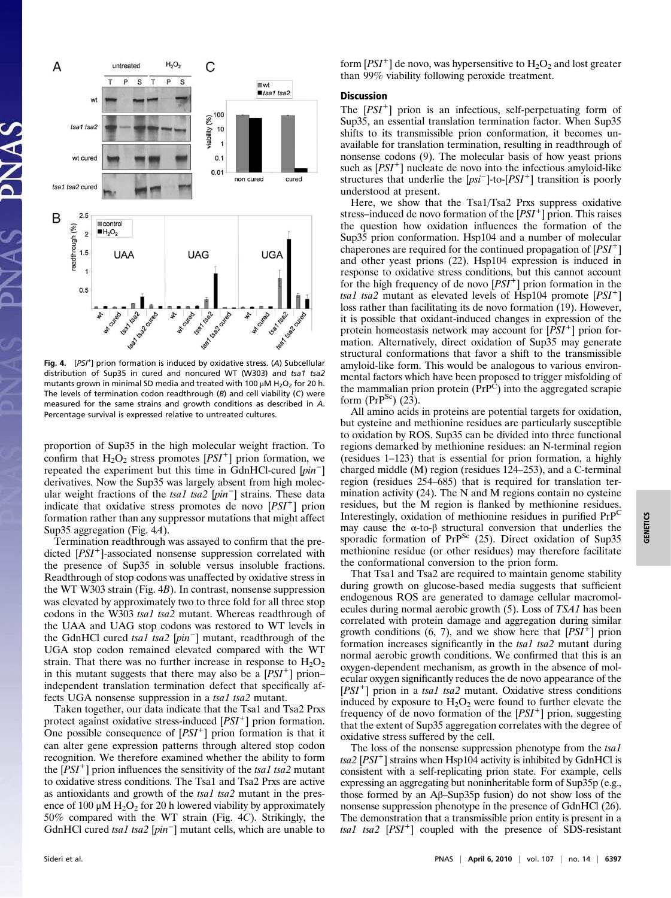Fig. 4. [$PSI^+$] prion formation is induced by oxidative stress. (*A*) Subcellular distribution of Sup35 in cured and noncured WT (W303) and *tsa1 tsa2* mutants grown in minimal SD media and treated with 100 μM $H_2O_2$ for 20 h. The levels of termination codon readthrough (*B*) and cell viability (*C*) were measured for the same strains and growth conditions as described in *A*. Percentage survival is expressed relative to untreated cultures.

proportion of Sup35 in the high molecular weight fraction. To confirm that $H_2O_2$ stress promotes [$PSI^+$] prion formation, we repeated the experiment but this time in GdnHCl-cured [$pin^-$] derivatives. Now the Sup35 was largely absent from high molecular weight fractions of the *tsa1 tsa2* [$pin^-$] strains. These data indicate that oxidative stress promotes de novo [$PSI^+$] prion formation rather than any suppressor mutations that might affect Sup35 aggregation (Fig. 4*A*).

Termination readthrough was assayed to confirm that the predicted [$PSI^+$]-associated nonsense suppression correlated with the presence of Sup35 in soluble versus insoluble fractions. Readthrough of stop codons was unaffected by oxidative stress in the WT W303 strain (Fig. 4*B*). In contrast, nonsense suppression was elevated by approximately two to three fold for all three stop codons in the W303 *tsa1 tsa2* mutant. Whereas readthrough of the UAA and UAG stop codons was restored to WT levels in the GdnHCl cured *tsa1 tsa2* [$pin^-$] mutant, readthrough of the UGA stop codon remained elevated compared with the WT strain. That there was no further increase in response to $H_2O_2$ in this mutant suggests that there may also be a [$PSI^+$] prion–independent translation termination defect that specifically affects UGA nonsense suppression in a *tsa1 tsa2* mutant.

Taken together, our data indicate that the Tsa1 and Tsa2 Prxs protect against oxidative stress-induced [$PSI^+$] prion formation. One possible consequence of [$PSI^+$] prion formation is that it can alter gene expression patterns through altered stop codon recognition. We therefore examined whether the ability to form the [$PSI^+$] prion influences the sensitivity of the *tsa1 tsa2* mutant to oxidative stress conditions. The Tsa1 and Tsa2 Prxs are active as antioxidants and growth of the *tsa1 tsa2* mutant in the presence of 100 μM $H_2O_2$ for 20 h lowered viability by approximately 50% compared with the WT strain (Fig. 4*C*). Strikingly, the GdnHCl cured *tsa1 tsa2* [$pin^-$] mutant cells, which are unable to form [$PSI^+$] de novo, was hypersensitive to $H_2O_2$ and lost greater than 99% viability following peroxide treatment.

## Discussion

The [$PSI^+$] prion is an infectious, self-perpetuating form of Sup35, an essential translation termination factor. When Sup35 shifts to its transmissible prion conformation, it becomes unavailable for translation termination, resulting in readthrough of nonsense codons (9). The molecular basis of how yeast prions such as [$PSI^+$] nucleate de novo into the infectious amyloid-like structures that underlie the [$psi^-$]-to-[$PSI^+$] transition is poorly understood at present.

Here, we show that the Tsa1/Tsa2 Prxs suppress oxidative stress–induced de novo formation of the [$PSI^+$] prion. This raises the question how oxidation influences the formation of the Sup35 prion conformation. Hsp104 and a number of molecular chaperones are required for the continued propagation of [$PSI^+$] and other yeast prions (22). Hsp104 expression is induced in response to oxidative stress conditions, but this cannot account for the high frequency of de novo [$PSI^+$] prion formation in the *tsa1 tsa2* mutant as elevated levels of Hsp104 promote [$PSI^+$] loss rather than facilitating its de novo formation (19). However, it is possible that oxidant-induced changes in expression of the protein homeostasis network may account for [$PSI^+$] prion formation. Alternatively, direct oxidation of Sup35 may generate structural conformations that favor a shift to the transmissible amyloid-like form. This would be analogous to various environmental factors which have been proposed to trigger misfolding of the mammalian prion protein ($PrP^C$) into the aggregated scrapie form ($PrP^{Sc}$) (23).

All amino acids in proteins are potential targets for oxidation, but cysteine and methionine residues are particularly susceptible to oxidation by ROS. Sup35 can be divided into three functional regions demarked by methionine residues: an N-terminal region (residues 1–123) that is essential for prion formation, a highly charged middle (M) region (residues 124–253), and a C-terminal region (residues 254–685) that is required for translation termination activity (24). The N and M regions contain no cysteine residues, but the M region is flanked by methionine residues. Interestingly, oxidation of methionine residues in purified $PrP^C$ may cause the α-to-β structural conversion that underlies the sporadic formation of $PrP^{Sc}$ (25). Direct oxidation of Sup35 methionine residue (or other residues) may therefore facilitate the conformational conversion to the prion form.

That Tsa1 and Tsa2 are required to maintain genome stability during growth on glucose-based media suggests that sufficient endogenous ROS are generated to damage cellular macromolecules during normal aerobic growth (5). Loss of *TSA1* has been correlated with protein damage and aggregation during similar growth conditions (6, 7), and we show here that [$PSI^+$] prion formation increases significantly in the *tsa1 tsa2* mutant during normal aerobic growth conditions. We confirmed that this is an oxygen-dependent mechanism, as growth in the absence of molecular oxygen significantly reduces the de novo appearance of the [$PSI^+$] prion in a *tsa1 tsa2* mutant. Oxidative stress conditions induced by exposure to $H_2O_2$ were found to further elevate the frequency of de novo formation of the [$PSI^+$] prion, suggesting that the extent of Sup35 aggregation correlates with the degree of oxidative stress suffered by the cell.

The loss of the nonsense suppression phenotype from the *tsa1 tsa2* [$PSI^+$] strains when Hsp104 activity is inhibited by GdnHCl is consistent with a self-replicating prion state. For example, cells expressing an aggregating but noninheritable form of Sup35p (e.g., those formed by an Aβ–Sup35p fusion) do not show loss of the nonsense suppression phenotype in the presence of GdnHCl (26). The demonstration that a transmissible prion entity is present in a *tsa1 tsa2* [$PSI^+$] coupled with the presence of SDS-resistant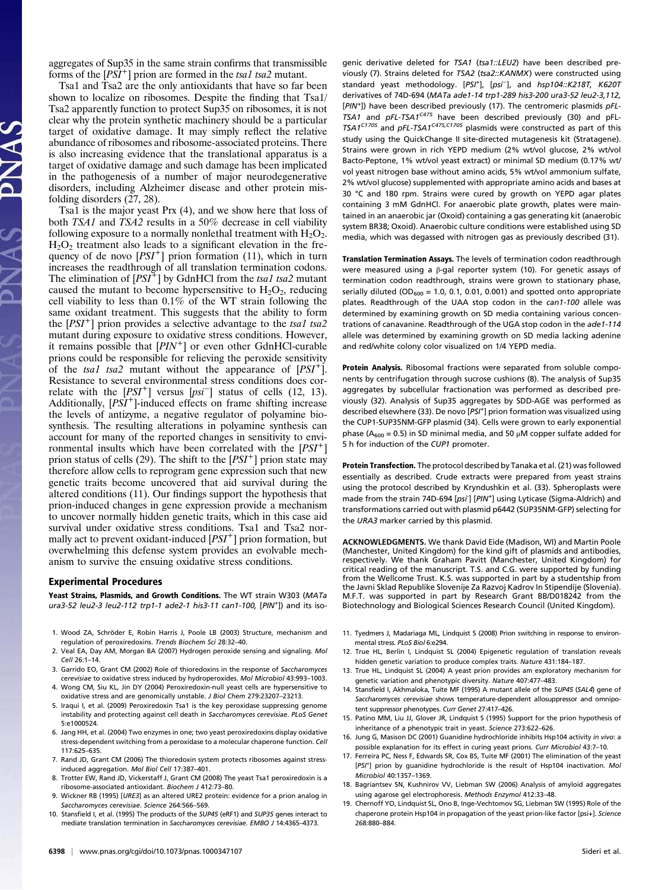aggregates of Sup35 in the same strain confirms that transmissible forms of the [$PSI^+$] prion are formed in the *tsa1 tsa2* mutant.

Tsa1 and Tsa2 are the only antioxidants that have so far been shown to localize on ribosomes. Despite the finding that Tsa1/Tsa2 apparently function to protect Sup35 on ribosomes, it is not clear why the protein synthetic machinery should be a particular target of oxidative damage. It may simply reflect the relative abundance of ribosomes and ribosome-associated proteins. There is also increasing evidence that the translational apparatus is a target of oxidative damage and such damage has been implicated in the pathogenesis of a number of major neurodegenerative disorders, including Alzheimer disease and other protein misfolding disorders (27, 28).

Tsa1 is the major yeast Prx (4), and we show here that loss of both *TSA1* and *TSA2* results in a 50% decrease in cell viability following exposure to a normally nonlethal treatment with $H_2O_2$. $H_2O_2$ treatment also leads to a significant elevation in the frequency of de novo [$PSI^+$] prion formation (11), which in turn increases the readthrough of all translation termination codons. The elimination of [$PSI^+$] by GdnHCl from the *tsa1 tsa2* mutant caused the mutant to become hypersensitive to $H_2O_2$, reducing cell viability to less than 0.1% of the WT strain following the same oxidant treatment. This suggests that the ability to form the [$PSI^+$] prion provides a selective advantage to the *tsa1 tsa2* mutant during exposure to oxidative stress conditions. However, it remains possible that [$PIN^+$] or even other GdnHCl-curable prions could be responsible for relieving the peroxide sensitivity of the *tsa1 tsa2* mutant without the appearance of [$PSI^+$]. Resistance to several environmental stress conditions does correlate with the [$PSI^+$] versus [$psi^-$] status of cells (12, 13). Additionally, [$PSI^+$]-induced effects on frame shifting increase the levels of antizyme, a negative regulator of polyamine biosynthesis. The resulting alterations in polyamine synthesis can account for many of the reported changes in sensitivity to environmental insults which have been correlated with the [$PSI^+$] prion status of cells (29). The shift to the [$PSI^+$] prion state may therefore allow cells to reprogram gene expression such that new genetic traits become uncovered that aid survival during the altered conditions (11). Our findings support the hypothesis that prion-induced changes in gene expression provide a mechanism to uncover normally hidden genetic traits, which in this case aid survival under oxidative stress conditions. Tsa1 and Tsa2 normally act to prevent oxidant-induced [$PSI^+$] prion formation, but overwhelming this defense system provides an evolvable mechanism to survive the ensuing oxidative stress conditions.

## Experimental Procedures

**Yeast Strains, Plasmids, and Growth Conditions.** The WT strain W303 (*MATa ura3-52 leu2-3 leu2-112 trp1-1 ade2-1 his3-11 can1-100,* [$PIN^+$]) and its isogenic derivative deleted for *TSA1* (*tsa1::LEU2*) have been described previously (7). Strains deleted for *TSA2* (*tsa2::KANMX*) were constructed using standard yeast methodology. [$PSI^+$], [$psi^-$], and *hsp104::K218T, K620T* derivatives of 74D-694 (*MATa ade1-14 trp1-289 his3-200 ura3-52 leu2-3,112,* [$PIN^+$]) have been described previously (17). The centromeric plasmids *pFL-TSA1* and *pFL-TSA1$^{C47S}$* have been described previously (30) and *pFL-TSA1$^{C170S}$* and *pFL-TSA1$^{C47S,C170S}$* plasmids were constructed as part of this study using the QuickChange II site-directed mutagenesis kit (Stratagene). Strains were grown in rich YEPD medium (2% wt/vol glucose, 2% wt/vol Bacto-Peptone, 1% wt/vol yeast extract) or minimal SD medium (0.17% wt/vol yeast nitrogen base without amino acids, 5% wt/vol ammonium sulfate, 2% wt/vol glucose) supplemented with appropriate amino acids and bases at 30 °C and 180 rpm. Strains were cured by growth on YEPD agar plates containing 3 mM GdnHCl. For anaerobic plate growth, plates were maintained in an anaerobic jar (Oxoid) containing a gas generating kit (anaerobic system BR38; Oxoid). Anaerobic culture conditions were established using SD media, which was degassed with nitrogen gas as previously described (31).

**Translation Termination Assays.** The levels of termination codon readthrough were measured using a β-gal reporter system (10). For generic assays of termination codon readthrough, strains were grown to stationary phase, serially diluted ($OD_{600}$ = 1.0, 0.1, 0.01, 0.001) and spotted onto appropriate plates. Readthrough of the UAA stop codon in the *can1-100* allele was determined by examining growth on SD media containing various concentrations of canavanine. Readthrough of the UGA stop codon in the *ade1-114* allele was determined by examining growth on SD media lacking adenine and red/white colony color visualized on 1/4 YEPD media.

**Protein Analysis.** Ribosomal fractions were separated from soluble components by centrifugation through sucrose cushions (8). The analysis of Sup35 aggregates by subcellular fractionation was performed as described previously (32). Analysis of Sup35 aggregates by SDD-AGE was performed as described elsewhere (33). De novo [$PSI^+$] prion formation was visualized using the CUP1-SUP35NM-GFP plasmid (34). Cells were grown to early exponential phase ($A_{600}$ = 0.5) in SD minimal media, and 50 μM copper sulfate added for 5 h for induction of the *CUP1* promoter.

**Protein Transfection.** The protocol described by Tanaka et al. (21) was followed essentially as described. Crude extracts were prepared from yeast strains using the protocol described by Kryndushkin et al. (33). Spheroplasts were made from the strain 74D-694 [$psi^-$] [$PIN^+$] using Lyticase (Sigma-Aldrich) and transformations carried out with plasmid p6442 (SUP35NM-GFP) selecting for the *URA3* marker carried by this plasmid.

**ACKNOWLEDGMENTS.** We thank David Eide (Madison, WI) and Martin Poole (Manchester, United Kingdom) for the kind gift of plasmids and antibodies, respectively. We thank Graham Pavitt (Manchester, United Kingdom) for critical reading of the manuscript. T.S. and C.G. were supported by funding from the Wellcome Trust. K.S. was supported in part by a studentship from the Javni Sklad Republike Slovenije Za Razvoj Kadrov In Stipendije (Slovenia). M.F.T. was supported in part by Research Grant BB/D018242 from the Biotechnology and Biological Sciences Research Council (United Kingdom).

1. Wood ZA, Schröder E, Robin Harris J, Poole LB (2003) Structure, mechanism and regulation of peroxiredoxins. *Trends Biochem Sci* 28:32–40.
2. Veal EA, Day AM, Morgan BA (2007) Hydrogen peroxide sensing and signaling. *Mol Cell* 26:1–14.
3. Garrido EO, Grant CM (2002) Role of thioredoxins in the response of *Saccharomyces cerevisiae* to oxidative stress induced by hydroperoxides. *Mol Microbiol* 43:993–1003.
4. Wong CM, Siu KL, Jin DY (2004) Peroxiredoxin-null yeast cells are hypersensitive to oxidative stress and are genomically unstable. *J Biol Chem* 279:23207–23213.
5. Iraqui I, et al. (2009) Peroxiredoxin Tsa1 is the key peroxidase suppressing genome instability and protecting against cell death in *Saccharomyces cerevisiae*. *PLoS Genet* 5:e1000524.
6. Jang HH, et al. (2004) Two enzymes in one; two yeast peroxiredoxins display oxidative stress-dependent switching from a peroxidase to a molecular chaperone function. *Cell* 117:625–635.
7. Rand JD, Grant CM (2006) The thioredoxin system protects ribosomes against stress-induced aggregation. *Mol Biol Cell* 17:387–401.
8. Trotter EW, Rand JD, Vickerstaff J, Grant CM (2008) The yeast Tsa1 peroxiredoxin is a ribosome-associated antioxidant. *Biochem J* 412:73–80.
9. Wickner RB (1995) [*URE3*] as an altered URE2 protein: evidence for a prion analog in *Saccharomyces cerevisiae*. *Science* 264:566–569.
10. Stansfield I, et al. (1995) The products of the *SUP45* (eRF1) and *SUP35* genes interact to mediate translation termination in *Saccharomyces cerevisiae*. *EMBO J* 14:4365–4373.
11. Tyedmers J, Madariaga ML, Lindquist S (2008) Prion switching in response to environmental stress. *PLoS Biol* 6:e294.
12. True HL, Berlin I, Lindquist SL (2004) Epigenetic regulation of translation reveals hidden genetic variation to produce complex traits. *Nature* 431:184–187.
13. True HL, Lindquist SL (2004) A yeast prion provides an exploratory mechanism for genetic variation and phenotypic diversity. *Nature* 407:477–483.
14. Stansfield I, Akhmaloka, Tuite MF (1995) A mutant allele of the *SUP45* (*SAL4*) gene of *Saccharomyces cerevisiae* shows temperature-dependent allosuppressor and omnipotent suppressor phenotypes. *Curr Genet* 27:417–426.
15. Patino MM, Liu JJ, Glover JR, Lindquist S (1995) Support for the prion hypothesis of inheritance of a phenotypic trait in yeast. *Science* 273:622–626.
16. Jung G, Masison DC (2001) Guanidine hydrochloride inhibits Hsp104 activity *in vivo*: a possible explanation for its effect in curing yeast prions. *Curr Microbiol* 43:7–10.
17. Ferreira PC, Ness F, Edwards SR, Cox BS, Tuite MF (2001) The elimination of the yeast [$PSI^+$] prion by guanidine hydrochloride is the result of Hsp104 inactivation. *Mol Microbiol* 40:1357–1369.
18. Bagriantsev SN, Kushnirov VV, Liebman SW (2006) Analysis of amyloid aggregates using agarose gel electrophoresis. *Methods Enzymol* 412:33–48.
19. Chernoff YO, Lindquist SL, Ono B, Inge-Vechtomov SG, Liebman SW (1995) Role of the chaperone protein Hsp104 in propagation of the yeast prion-like factor [psi+]. *Science* 268:880–884.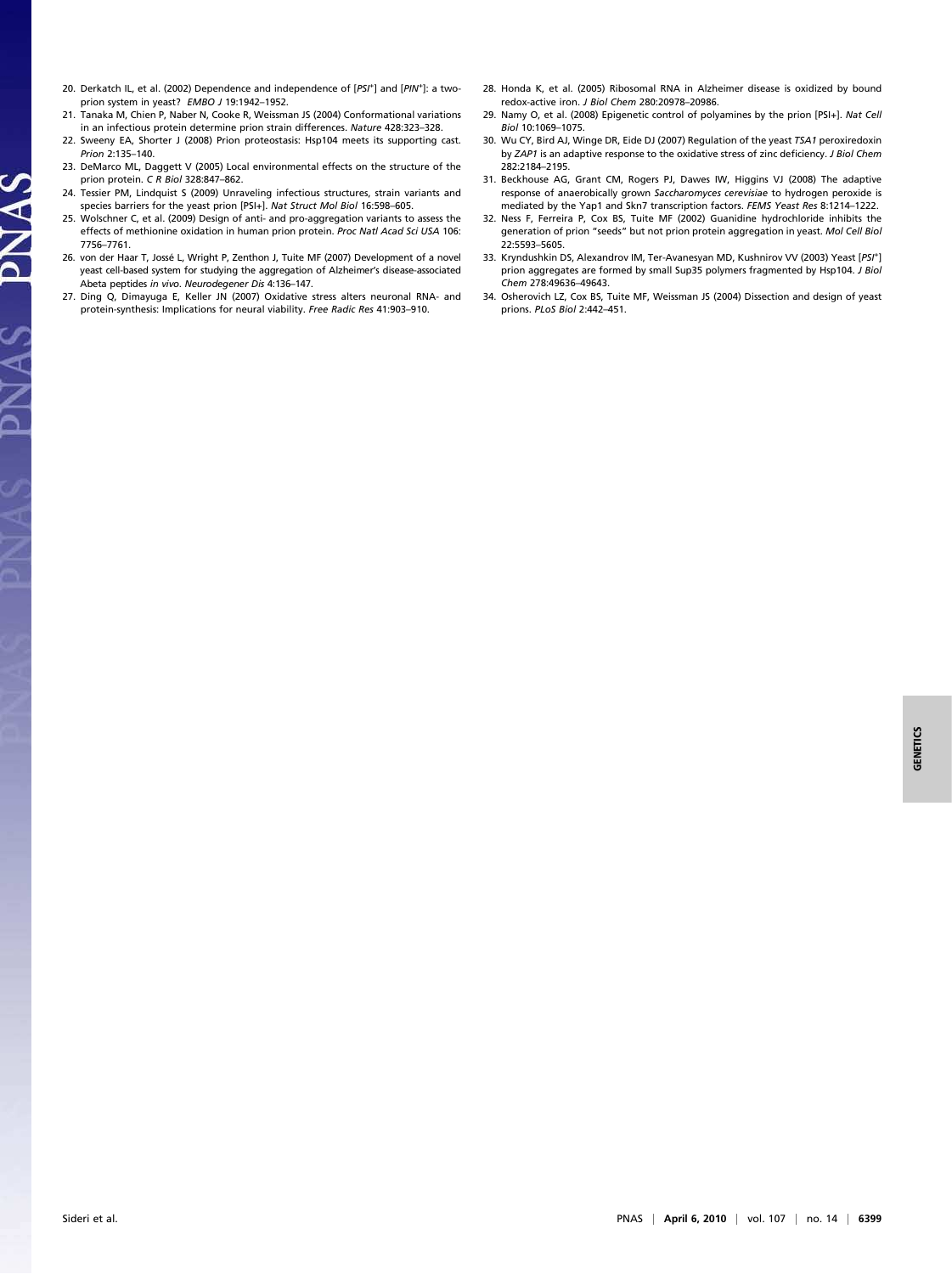20. Derkatch IL, et al. (2002) Dependence and independence of [*PSI*$^+$] and [*PIN*$^+$]: a two-prion system in yeast? *EMBO J* 19:1942–1952.
21. Tanaka M, Chien P, Naber N, Cooke R, Weissman JS (2004) Conformational variations in an infectious protein determine prion strain differences. *Nature* 428:323–328.
22. Sweeny EA, Shorter J (2008) Prion proteostasis: Hsp104 meets its supporting cast. *Prion* 2:135–140.
23. DeMarco ML, Daggett V (2005) Local environmental effects on the structure of the prion protein. *C R Biol* 328:847–862.
24. Tessier PM, Lindquist S (2009) Unraveling infectious structures, strain variants and species barriers for the yeast prion [PSI+]. *Nat Struct Mol Biol* 16:598–605.
25. Wolschner C, et al. (2009) Design of anti- and pro-aggregation variants to assess the effects of methionine oxidation in human prion protein. *Proc Natl Acad Sci USA* 106: 7756–7761.
26. von der Haar T, Jossé L, Wright P, Zenthon J, Tuite MF (2007) Development of a novel yeast cell-based system for studying the aggregation of Alzheimer's disease-associated Abeta peptides *in vivo*. *Neurodegener Dis* 4:136–147.
27. Ding Q, Dimayuga E, Keller JN (2007) Oxidative stress alters neuronal RNA- and protein-synthesis: Implications for neural viability. *Free Radic Res* 41:903–910.
28. Honda K, et al. (2005) Ribosomal RNA in Alzheimer disease is oxidized by bound redox-active iron. *J Biol Chem* 280:20978–20986.
29. Namy O, et al. (2008) Epigenetic control of polyamines by the prion [PSI+]. *Nat Cell Biol* 10:1069–1075.
30. Wu CY, Bird AJ, Winge DR, Eide DJ (2007) Regulation of the yeast *TSA1* peroxiredoxin by *ZAP1* is an adaptive response to the oxidative stress of zinc deficiency. *J Biol Chem* 282:2184–2195.
31. Beckhouse AG, Grant CM, Rogers PJ, Dawes IW, Higgins VJ (2008) The adaptive response of anaerobically grown *Saccharomyces cerevisiae* to hydrogen peroxide is mediated by the Yap1 and Skn7 transcription factors. *FEMS Yeast Res* 8:1214–1222.
32. Ness F, Ferreira P, Cox BS, Tuite MF (2002) Guanidine hydrochloride inhibits the generation of prion "seeds" but not prion protein aggregation in yeast. *Mol Cell Biol* 22:5593–5605.
33. Kryndushkin DS, Alexandrov IM, Ter-Avanesyan MD, Kushnirov VV (2003) Yeast [*PSI*$^+$] prion aggregates are formed by small Sup35 polymers fragmented by Hsp104. *J Biol Chem* 278:49636–49643.
34. Osherovich LZ, Cox BS, Tuite MF, Weissman JS (2004) Dissection and design of yeast prions. *PLoS Biol* 2:442–451.